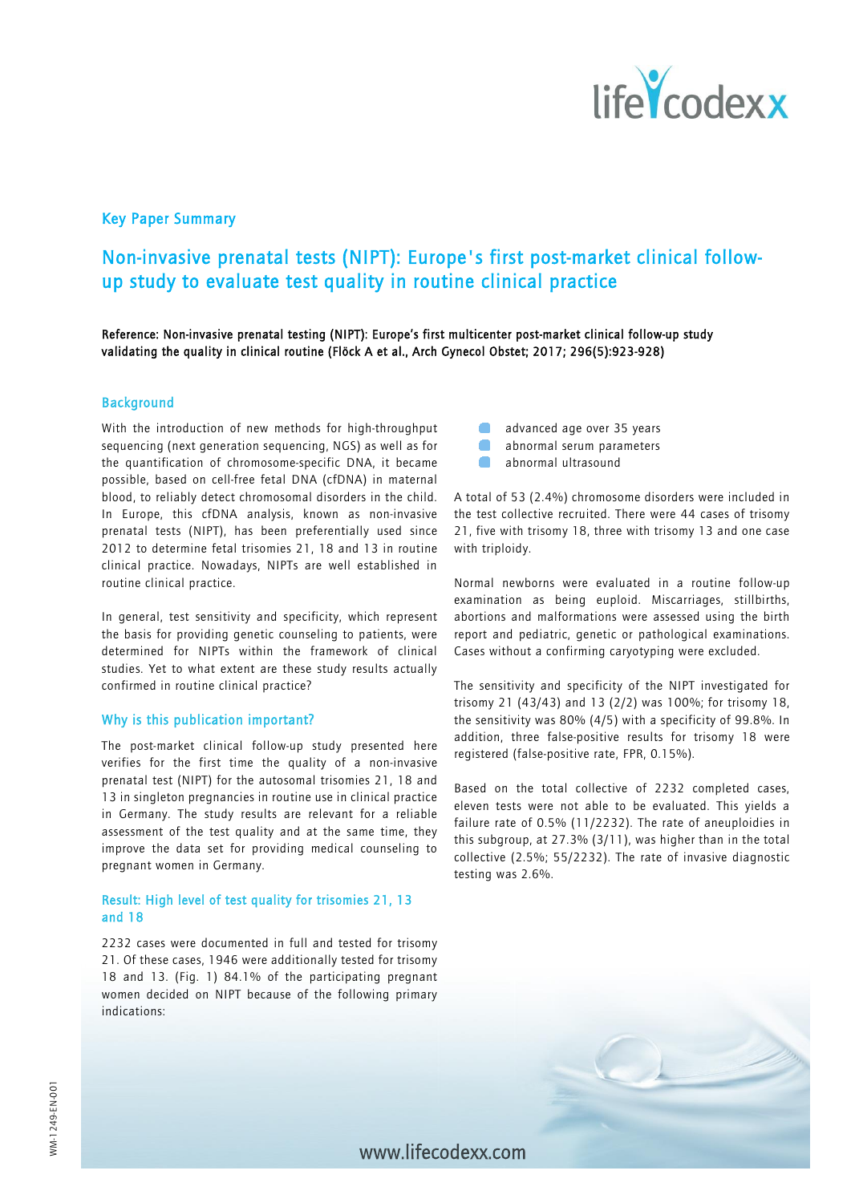## Key Paper Summary

# Non-invasive prenatal tests (NIPT): Europe's first post-market clinical follow-up study to evaluate test quality in routine clinical practice

**Reference: Non-invasive prenatal testing (NIPT): Europe's first multicenter post-market clinical follow-up study validating the quality in clinical routine (Flöck A et al., Arch Gynecol Obstet; 2017; 296(5):923-928)**

### Background

With the introduction of new methods for high-throughput sequencing (next generation sequencing, NGS) as well as for the quantification of chromosome-specific DNA, it became possible, based on cell-free fetal DNA (cfDNA) in maternal blood, to reliably detect chromosomal disorders in the child. In Europe, this cfDNA analysis, known as non-invasive prenatal tests (NIPT), has been preferentially used since 2012 to determine fetal trisomies 21, 18 and 13 in routine clinical practice. Nowadays, NIPTs are well established in routine clinical practice.

In general, test sensitivity and specificity, which represent the basis for providing genetic counseling to patients, were determined for NIPTs within the framework of clinical studies. Yet to what extent are these study results actually confirmed in routine clinical practice?

### Why is this publication important?

The post-market clinical follow-up study presented here verifies for the first time the quality of a non-invasive prenatal test (NIPT) for the autosomal trisomies 21, 18 and 13 in singleton pregnancies in routine use in clinical practice in Germany. The study results are relevant for a reliable assessment of the test quality and at the same time, they improve the data set for providing medical counseling to pregnant women in Germany.

### Result: High level of test quality for trisomies 21, 13 and 18

2232 cases were documented in full and tested for trisomy 21. Of these cases, 1946 were additionally tested for trisomy 18 and 13. (Fig. 1) 84.1% of the participating pregnant women decided on NIPT because of the following primary indications:

- advanced age over 35 years
- abnormal serum parameters
- abnormal ultrasound

A total of 53 (2.4%) chromosome disorders were included in the test collective recruited. There were 44 cases of trisomy 21, five with trisomy 18, three with trisomy 13 and one case with triploidy.

Normal newborns were evaluated in a routine follow-up examination as being euploid. Miscarriages, stillbirths, abortions and malformations were assessed using the birth report and pediatric, genetic or pathological examinations. Cases without a confirming caryotyping were excluded.

The sensitivity and specificity of the NIPT investigated for trisomy 21 (43/43) and 13 (2/2) was 100%; for trisomy 18, the sensitivity was 80% (4/5) with a specificity of 99.8%. In addition, three false-positive results for trisomy 18 were registered (false-positive rate, FPR, 0.15%).

Based on the total collective of 2232 completed cases, eleven tests were not able to be evaluated. This yields a failure rate of 0.5% (11/2232). The rate of aneuploidies in this subgroup, at 27.3% (3/11), was higher than in the total collective (2.5%; 55/2232). The rate of invasive diagnostic testing was 2.6%.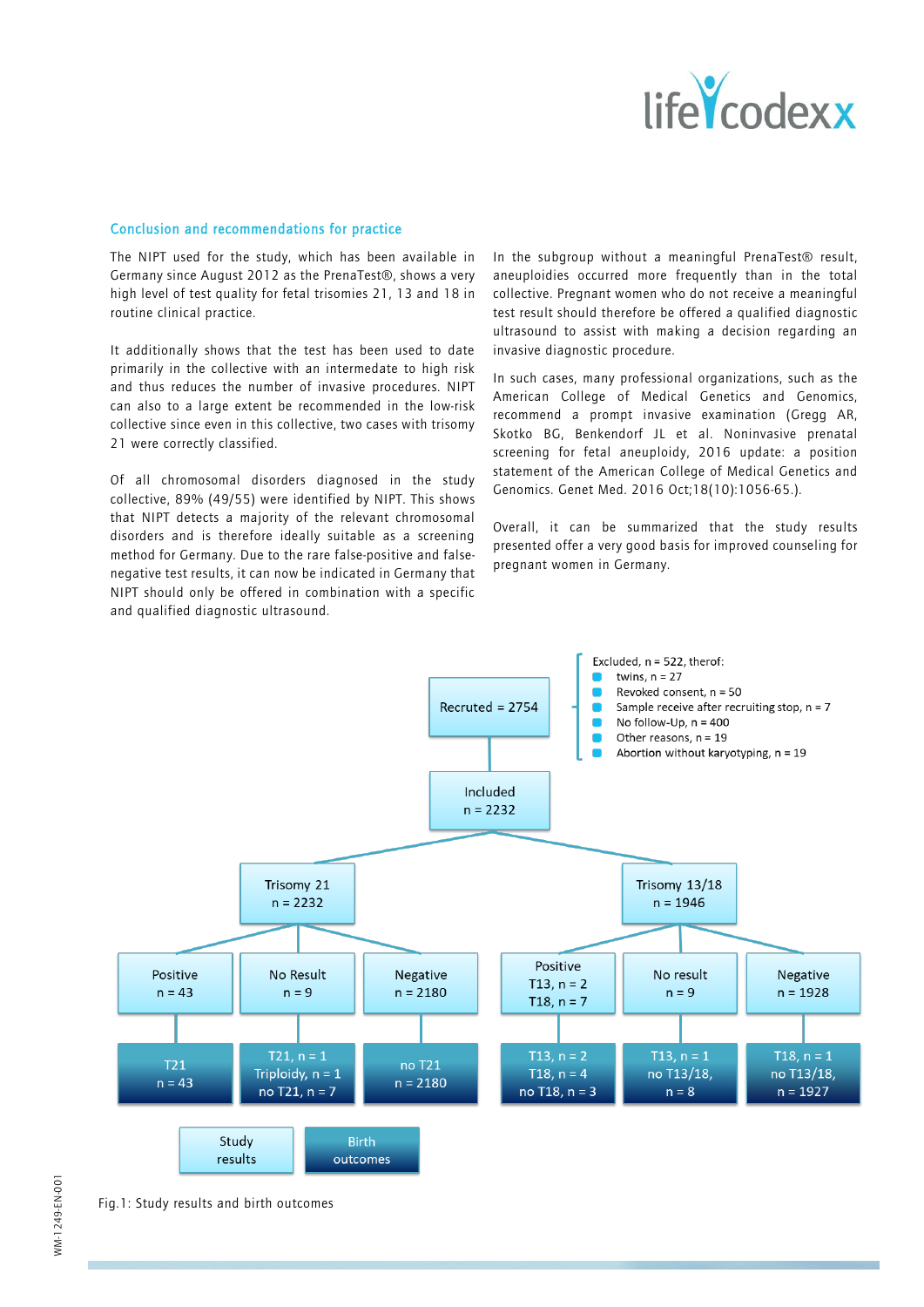## Conclusion and recommendations for practice

The NIPT used for the study, which has been available in Germany since August 2012 as the PrenaTest®, shows a very high level of test quality for fetal trisomies 21, 13 and 18 in routine clinical practice.

It additionally shows that the test has been used to date primarily in the collective with an intermediate to high risk and thus reduces the number of invasive procedures. NIPT can also to a large extent be recommended in the low-risk collective since even in this collective, two cases with trisomy 21 were correctly classified.

Of all chromosomal disorders diagnosed in the study collective, 89% (49/55) were identified by NIPT. This shows that NIPT detects a majority of the relevant chromosomal disorders and is therefore ideally suitable as a screening method for Germany. Due to the rare false-positive and false-negative test results, it can now be indicated in Germany that NIPT should only be offered in combination with a specific and qualified diagnostic ultrasound.

In the subgroup without a meaningful PrenaTest® result, aneuploidies occurred more frequently than in the total collective. Pregnant women who do not receive a meaningful test result should therefore be offered a qualified diagnostic ultrasound to assist with making a decision regarding an invasive diagnostic procedure.

In such cases, many professional organizations, such as the American College of Medical Genetics and Genomics, recommend a prompt invasive examination (Gregg AR, Skotko BG, Benkendorf JL et al. Noninvasive prenatal screening for fetal aneuploidy, 2016 update: a position statement of the American College of Medical Genetics and Genomics. Genet Med. 2016 Oct;18(10):1056-65.).

Overall, it can be summarized that the study results presented offer a very good basis for improved counseling for pregnant women in Germany.

Recruted = 2754

Excluded, n = 522, therof:
- twins, n = 27
- Revoked consent, n = 50
- Sample receive after recruiting stop, n = 7
- No follow-Up, n = 400
- Other reasons, n = 19
- Abortion without karyotyping, n = 19

Included n = 2232

Trisomy 21 n = 2232

Positive n = 43 → T21 n = 43
No Result n = 9 → T21, n = 1; Triploidy, n = 1; no T21, n = 7
Negative n = 2180 → no T21 n = 2180

Trisomy 13/18 n = 1946

Positive T13, n = 2; T18, n = 7 → T13, n = 2; T18, n = 4; no T18, n = 3
No result n = 9 → T13, n = 1; no T13/18, n = 8
Negative n = 1928 → T18, n = 1; no T13/18, n = 1927

Study results
Birth outcomes

Fig.1: Study results and birth outcomes

WM-1249-EN-001